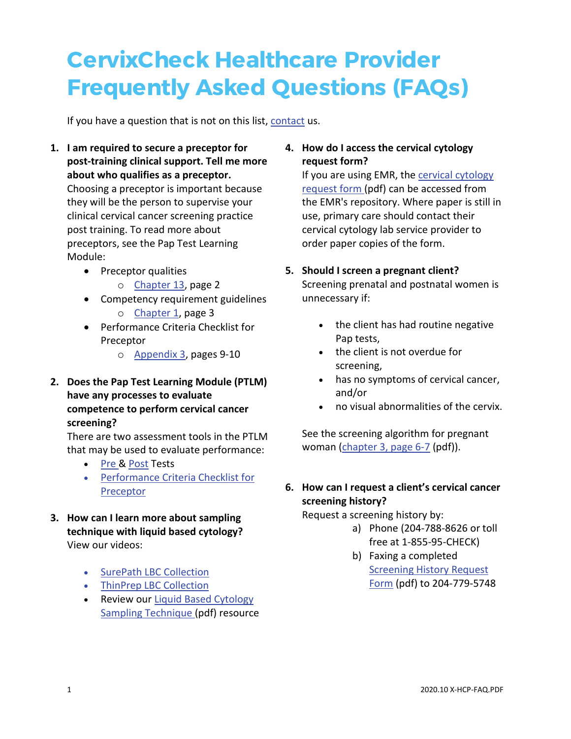# CervixCheck Healthcare Provider Frequently Asked Questions (FAQs)

If you have a question that is not on this list, contact us.

1. **I am required to secure a preceptor for post-training clinical support. Tell me more about who qualifies as a preceptor.**
   Choosing a preceptor is important because they will be the person to supervise your clinical cervical cancer screening practice post training. To read more about preceptors, see the Pap Test Learning Module:
   - Preceptor qualities
     - Chapter 13, page 2
   - Competency requirement guidelines
     - Chapter 1, page 3
   - Performance Criteria Checklist for Preceptor
     - Appendix 3, pages 9-10

2. **Does the Pap Test Learning Module (PTLM) have any processes to evaluate competence to perform cervical cancer screening?**
   There are two assessment tools in the PTLM that may be used to evaluate performance:
   - Pre & Post Tests
   - Performance Criteria Checklist for Preceptor

3. **How can I learn more about sampling technique with liquid based cytology?**
   View our videos:
   - SurePath LBC Collection
   - ThinPrep LBC Collection
   - Review our Liquid Based Cytology Sampling Technique (pdf) resource

4. **How do I access the cervical cytology request form?**
   If you are using EMR, the cervical cytology request form (pdf) can be accessed from the EMR's repository. Where paper is still in use, primary care should contact their cervical cytology lab service provider to order paper copies of the form.

5. **Should I screen a pregnant client?**
   Screening prenatal and postnatal women is unnecessary if:
   - the client has had routine negative Pap tests,
   - the client is not overdue for screening,
   - has no symptoms of cervical cancer, and/or
   - no visual abnormalities of the cervix.

   See the screening algorithm for pregnant woman (chapter 3, page 6-7 (pdf)).

6. **How can I request a client's cervical cancer screening history?**
   Request a screening history by:
   a) Phone (204-788-8626 or toll free at 1-855-95-CHECK)
   b) Faxing a completed Screening History Request Form (pdf) to 204-779-5748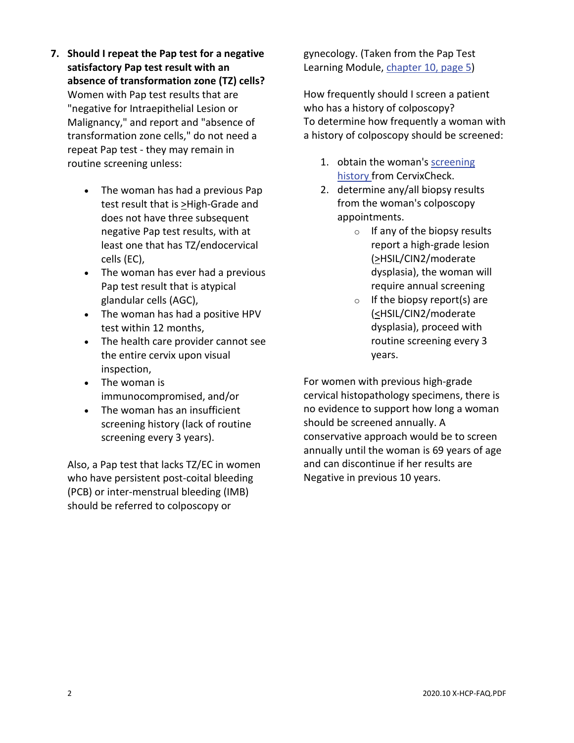7. **Should I repeat the Pap test for a negative satisfactory Pap test result with an absence of transformation zone (TZ) cells?**
   Women with Pap test results that are "negative for Intraepithelial Lesion or Malignancy," and report and "absence of transformation zone cells," do not need a repeat Pap test - they may remain in routine screening unless:

   - The woman has had a previous Pap test result that is ≥High-Grade and does not have three subsequent negative Pap test results, with at least one that has TZ/endocervical cells (EC),
   - The woman has ever had a previous Pap test result that is atypical glandular cells (AGC),
   - The woman has had a positive HPV test within 12 months,
   - The health care provider cannot see the entire cervix upon visual inspection,
   - The woman is immunocompromised, and/or
   - The woman has an insufficient screening history (lack of routine screening every 3 years).

   Also, a Pap test that lacks TZ/EC in women who have persistent post-coital bleeding (PCB) or inter-menstrual bleeding (IMB) should be referred to colposcopy or gynecology. (Taken from the Pap Test Learning Module, [chapter 10, page 5](#))

How frequently should I screen a patient who has a history of colposcopy?
To determine how frequently a woman with a history of colposcopy should be screened:

1. obtain the woman's [screening history](#) from CervixCheck.
2. determine any/all biopsy results from the woman's colposcopy appointments.
   - If any of the biopsy results report a high-grade lesion (≥HSIL/CIN2/moderate dysplasia), the woman will require annual screening
   - If the biopsy report(s) are (≤HSIL/CIN2/moderate dysplasia), proceed with routine screening every 3 years.

For women with previous high-grade cervical histopathology specimens, there is no evidence to support how long a woman should be screened annually. A conservative approach would be to screen annually until the woman is 69 years of age and can discontinue if her results are Negative in previous 10 years.